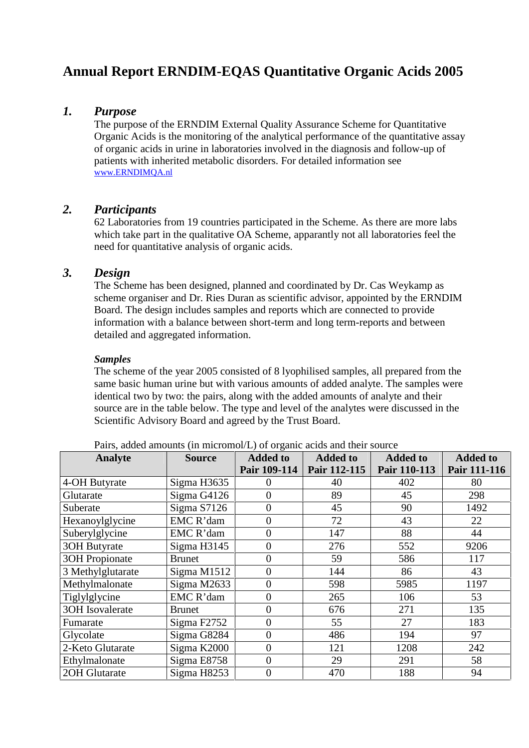# Annual Report ERNDIM-EQAS Quantitative Organic Acids 2005

## 1. *Purpose*

The purpose of the ERNDIM External Quality Assurance Scheme for Quantitative Organic Acids is the monitoring of the analytical performance of the quantitative assay of organic acids in urine in laboratories involved in the diagnosis and follow-up of patients with inherited metabolic disorders. For detailed information see www.ERNDIMQA.nl

## 2. *Participants*

62 Laboratories from 19 countries participated in the Scheme. As there are more labs which take part in the qualitative OA Scheme, apparently not all laboratories feel the need for quantitative analysis of organic acids.

## 3. *Design*

The Scheme has been designed, planned and coordinated by Dr. Cas Weykamp as scheme organiser and Dr. Ries Duran as scientific advisor, appointed by the ERNDIM Board. The design includes samples and reports which are connected to provide information with a balance between short-term and long term-reports and between detailed and aggregated information.

### *Samples*

The scheme of the year 2005 consisted of 8 lyophilised samples, all prepared from the same basic human urine but with various amounts of added analyte. The samples were identical two by two: the pairs, along with the added amounts of analyte and their source are in the table below. The type and level of the analytes were discussed in the Scientific Advisory Board and agreed by the Trust Board.

Pairs, added amounts (in micromol/L) of organic acids and their source

| Analyte | Source | Added to Pair 109-114 | Added to Pair 112-115 | Added to Pair 110-113 | Added to Pair 111-116 |
|---|---|---|---|---|---|
| 4-OH Butyrate | Sigma H3635 | 0 | 40 | 402 | 80 |
| Glutarate | Sigma G4126 | 0 | 89 | 45 | 298 |
| Suberate | Sigma S7126 | 0 | 45 | 90 | 1492 |
| Hexanoylglycine | EMC R'dam | 0 | 72 | 43 | 22 |
| Suberylglycine | EMC R'dam | 0 | 147 | 88 | 44 |
| 3OH Butyrate | Sigma H3145 | 0 | 276 | 552 | 9206 |
| 3OH Propionate | Brunet | 0 | 59 | 586 | 117 |
| 3 Methylglutarate | Sigma M1512 | 0 | 144 | 86 | 43 |
| Methylmalonate | Sigma M2633 | 0 | 598 | 5985 | 1197 |
| Tiglylglycine | EMC R'dam | 0 | 265 | 106 | 53 |
| 3OH Isovalerate | Brunet | 0 | 676 | 271 | 135 |
| Fumarate | Sigma F2752 | 0 | 55 | 27 | 183 |
| Glycolate | Sigma G8284 | 0 | 486 | 194 | 97 |
| 2-Keto Glutarate | Sigma K2000 | 0 | 121 | 1208 | 242 |
| Ethylmalonate | Sigma E8758 | 0 | 29 | 291 | 58 |
| 2OH Glutarate | Sigma H8253 | 0 | 470 | 188 | 94 |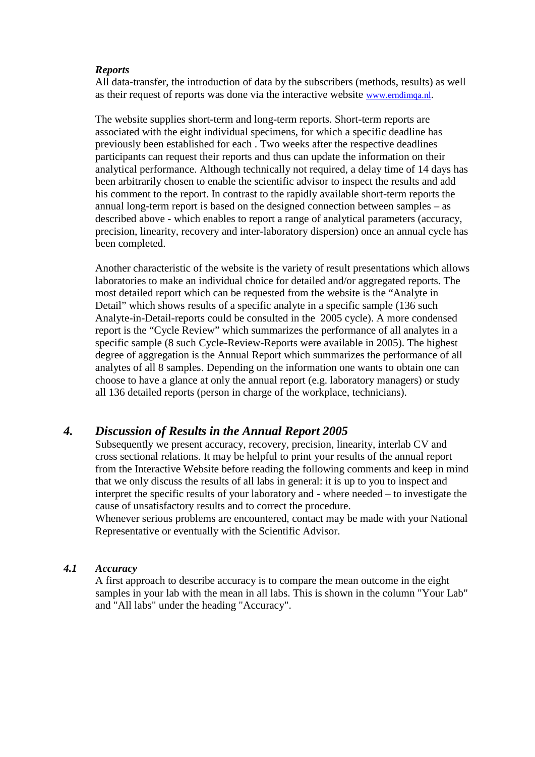***Reports***

All data-transfer, the introduction of data by the subscribers (methods, results) as well as their request of reports was done via the interactive website www.erndimqa.nl.

The website supplies short-term and long-term reports. Short-term reports are associated with the eight individual specimens, for which a specific deadline has previously been established for each . Two weeks after the respective deadlines participants can request their reports and thus can update the information on their analytical performance. Although technically not required, a delay time of 14 days has been arbitrarily chosen to enable the scientific advisor to inspect the results and add his comment to the report. In contrast to the rapidly available short-term reports the annual long-term report is based on the designed connection between samples – as described above - which enables to report a range of analytical parameters (accuracy, precision, linearity, recovery and inter-laboratory dispersion) once an annual cycle has been completed.

Another characteristic of the website is the variety of result presentations which allows laboratories to make an individual choice for detailed and/or aggregated reports. The most detailed report which can be requested from the website is the "Analyte in Detail" which shows results of a specific analyte in a specific sample (136 such Analyte-in-Detail-reports could be consulted in the 2005 cycle). A more condensed report is the "Cycle Review" which summarizes the performance of all analytes in a specific sample (8 such Cycle-Review-Reports were available in 2005). The highest degree of aggregation is the Annual Report which summarizes the performance of all analytes of all 8 samples. Depending on the information one wants to obtain one can choose to have a glance at only the annual report (e.g. laboratory managers) or study all 136 detailed reports (person in charge of the workplace, technicians).

## *4. Discussion of Results in the Annual Report 2005*

Subsequently we present accuracy, recovery, precision, linearity, interlab CV and cross sectional relations. It may be helpful to print your results of the annual report from the Interactive Website before reading the following comments and keep in mind that we only discuss the results of all labs in general: it is up to you to inspect and interpret the specific results of your laboratory and - where needed – to investigate the cause of unsatisfactory results and to correct the procedure.
Whenever serious problems are encountered, contact may be made with your National Representative or eventually with the Scientific Advisor.

### *4.1 Accuracy*

A first approach to describe accuracy is to compare the mean outcome in the eight samples in your lab with the mean in all labs. This is shown in the column "Your Lab" and "All labs" under the heading "Accuracy".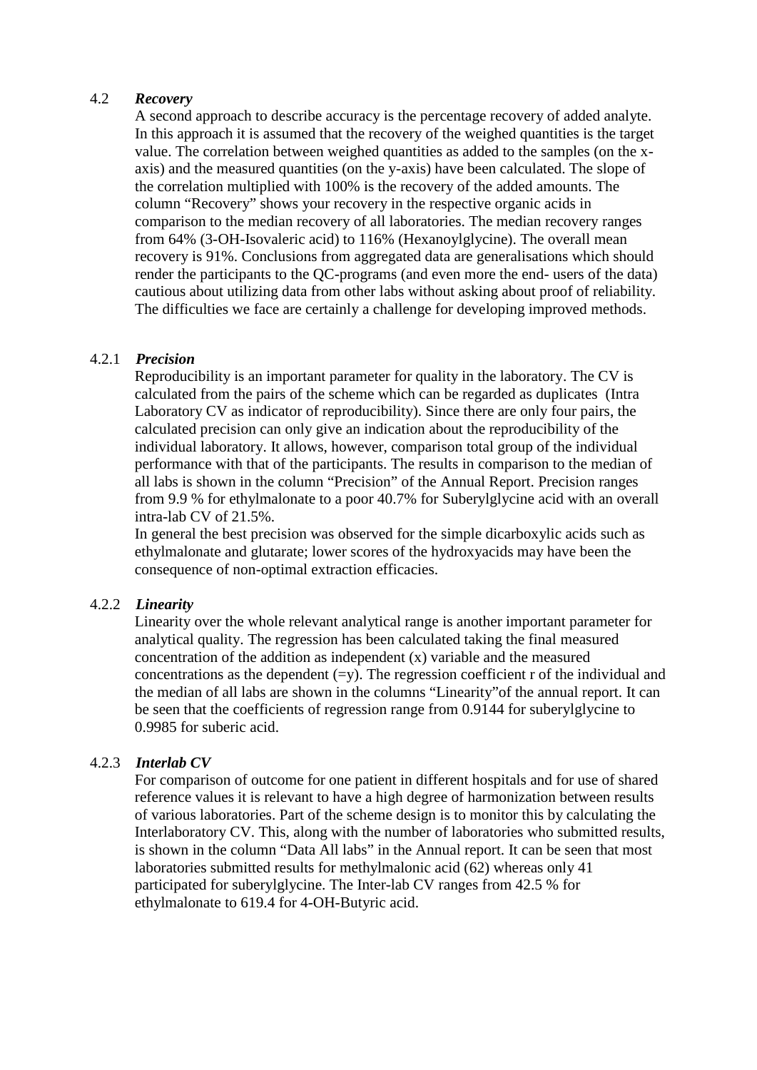### 4.2 *Recovery*

A second approach to describe accuracy is the percentage recovery of added analyte. In this approach it is assumed that the recovery of the weighed quantities is the target value. The correlation between weighed quantities as added to the samples (on the x-axis) and the measured quantities (on the y-axis) have been calculated. The slope of the correlation multiplied with 100% is the recovery of the added amounts. The column "Recovery" shows your recovery in the respective organic acids in comparison to the median recovery of all laboratories. The median recovery ranges from 64% (3-OH-Isovaleric acid) to 116% (Hexanoylglycine). The overall mean recovery is 91%. Conclusions from aggregated data are generalisations which should render the participants to the QC-programs (and even more the end- users of the data) cautious about utilizing data from other labs without asking about proof of reliability. The difficulties we face are certainly a challenge for developing improved methods.

#### 4.2.1 *Precision*

Reproducibility is an important parameter for quality in the laboratory. The CV is calculated from the pairs of the scheme which can be regarded as duplicates (Intra Laboratory CV as indicator of reproducibility). Since there are only four pairs, the calculated precision can only give an indication about the reproducibility of the individual laboratory. It allows, however, comparison total group of the individual performance with that of the participants. The results in comparison to the median of all labs is shown in the column "Precision" of the Annual Report. Precision ranges from 9.9 % for ethylmalonate to a poor 40.7% for Suberylglycine acid with an overall intra-lab CV of 21.5%.

In general the best precision was observed for the simple dicarboxylic acids such as ethylmalonate and glutarate; lower scores of the hydroxyacids may have been the consequence of non-optimal extraction efficacies.

#### 4.2.2 *Linearity*

Linearity over the whole relevant analytical range is another important parameter for analytical quality. The regression has been calculated taking the final measured concentration of the addition as independent (x) variable and the measured concentrations as the dependent (=y). The regression coefficient r of the individual and the median of all labs are shown in the columns "Linearity"of the annual report. It can be seen that the coefficients of regression range from 0.9144 for suberylglycine to 0.9985 for suberic acid.

#### 4.2.3 *Interlab CV*

For comparison of outcome for one patient in different hospitals and for use of shared reference values it is relevant to have a high degree of harmonization between results of various laboratories. Part of the scheme design is to monitor this by calculating the Interlaboratory CV. This, along with the number of laboratories who submitted results, is shown in the column "Data All labs" in the Annual report. It can be seen that most laboratories submitted results for methylmalonic acid (62) whereas only 41 participated for suberylglycine. The Inter-lab CV ranges from 42.5 % for ethylmalonate to 619.4 for 4-OH-Butyric acid.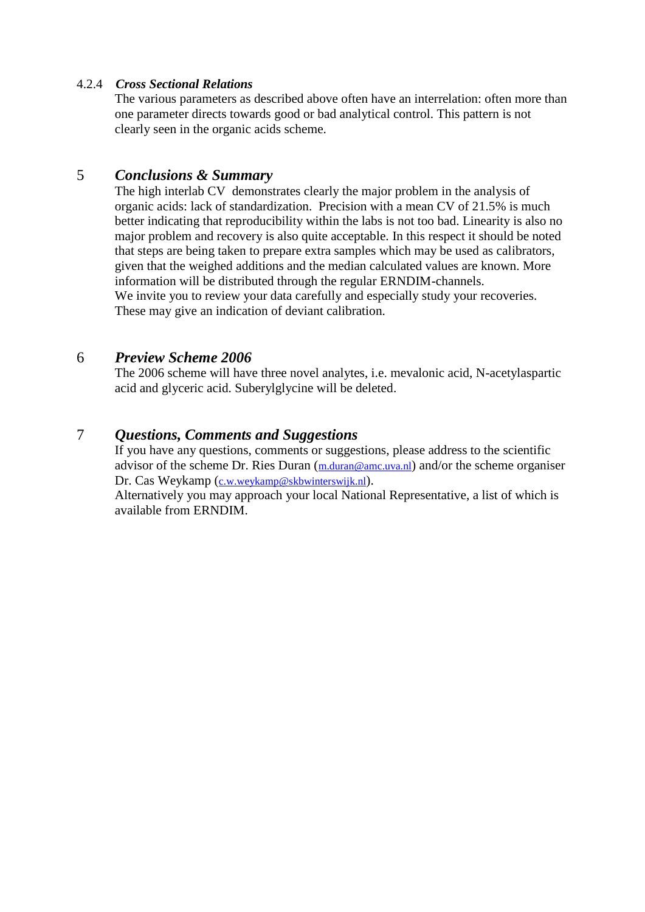#### 4.2.4 *Cross Sectional Relations*

The various parameters as described above often have an interrelation: often more than one parameter directs towards good or bad analytical control. This pattern is not clearly seen in the organic acids scheme.

## 5 *Conclusions & Summary*

The high interlab CV demonstrates clearly the major problem in the analysis of organic acids: lack of standardization. Precision with a mean CV of 21.5% is much better indicating that reproducibility within the labs is not too bad. Linearity is also no major problem and recovery is also quite acceptable. In this respect it should be noted that steps are being taken to prepare extra samples which may be used as calibrators, given that the weighed additions and the median calculated values are known. More information will be distributed through the regular ERNDIM-channels.
We invite you to review your data carefully and especially study your recoveries. These may give an indication of deviant calibration.

## 6 *Preview Scheme 2006*

The 2006 scheme will have three novel analytes, i.e. mevalonic acid, N-acetylaspartic acid and glyceric acid. Suberylglycine will be deleted.

## 7 *Questions, Comments and Suggestions*

If you have any questions, comments or suggestions, please address to the scientific advisor of the scheme Dr. Ries Duran (m.duran@amc.uva.nl) and/or the scheme organiser Dr. Cas Weykamp (c.w.weykamp@skbwinterswijk.nl).
Alternatively you may approach your local National Representative, a list of which is available from ERNDIM.